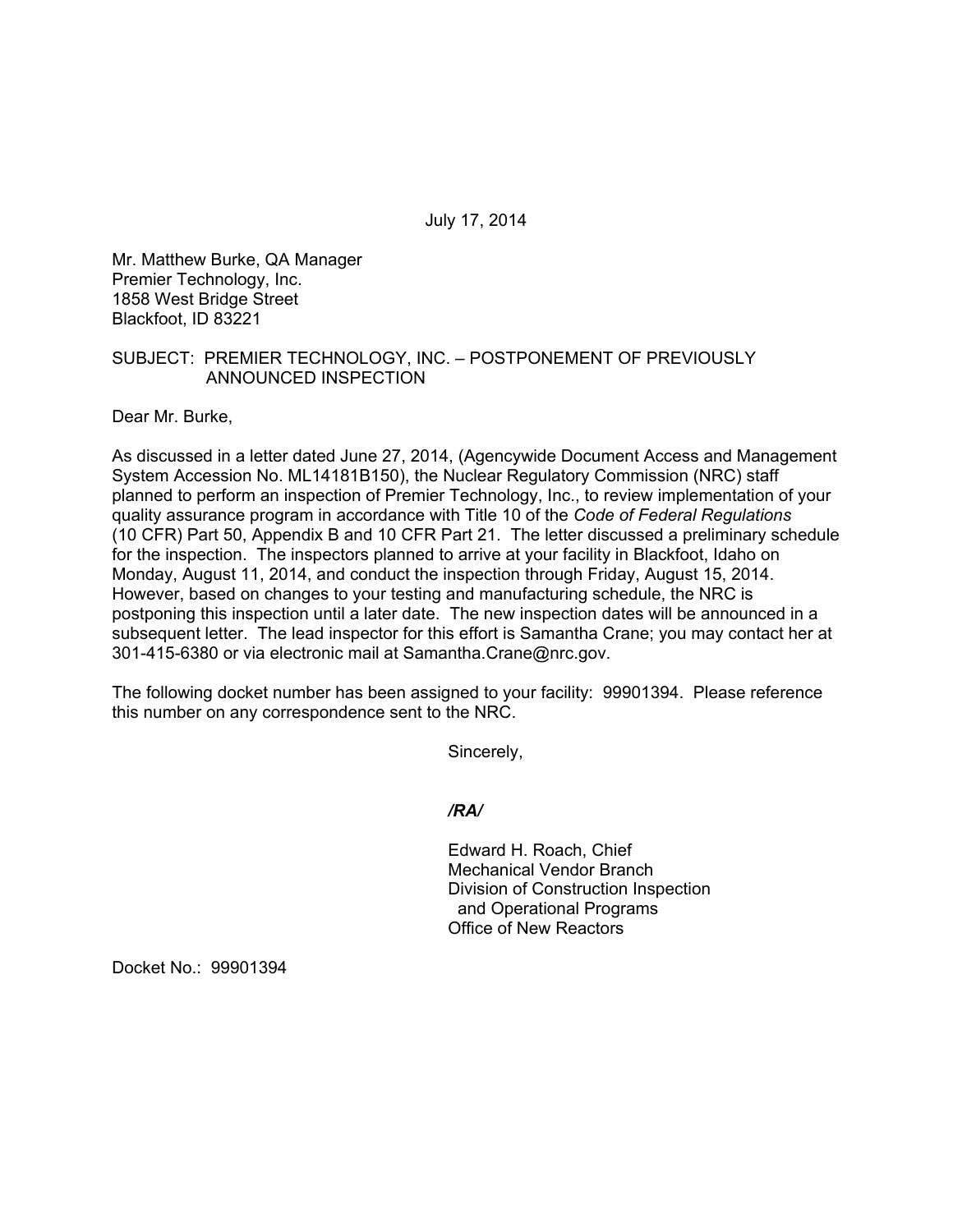July 17, 2014

Mr. Matthew Burke, QA Manager
Premier Technology, Inc.
1858 West Bridge Street
Blackfoot, ID 83221

SUBJECT: PREMIER TECHNOLOGY, INC. – POSTPONEMENT OF PREVIOUSLY ANNOUNCED INSPECTION

Dear Mr. Burke,

As discussed in a letter dated June 27, 2014, (Agencywide Document Access and Management System Accession No. ML14181B150), the Nuclear Regulatory Commission (NRC) staff planned to perform an inspection of Premier Technology, Inc., to review implementation of your quality assurance program in accordance with Title 10 of the *Code of Federal Regulations* (10 CFR) Part 50, Appendix B and 10 CFR Part 21. The letter discussed a preliminary schedule for the inspection. The inspectors planned to arrive at your facility in Blackfoot, Idaho on Monday, August 11, 2014, and conduct the inspection through Friday, August 15, 2014. However, based on changes to your testing and manufacturing schedule, the NRC is postponing this inspection until a later date. The new inspection dates will be announced in a subsequent letter. The lead inspector for this effort is Samantha Crane; you may contact her at 301-415-6380 or via electronic mail at Samantha.Crane@nrc.gov.

The following docket number has been assigned to your facility: 99901394. Please reference this number on any correspondence sent to the NRC.

Sincerely,

*/RA/*

Edward H. Roach, Chief
Mechanical Vendor Branch
Division of Construction Inspection
and Operational Programs
Office of New Reactors

Docket No.: 99901394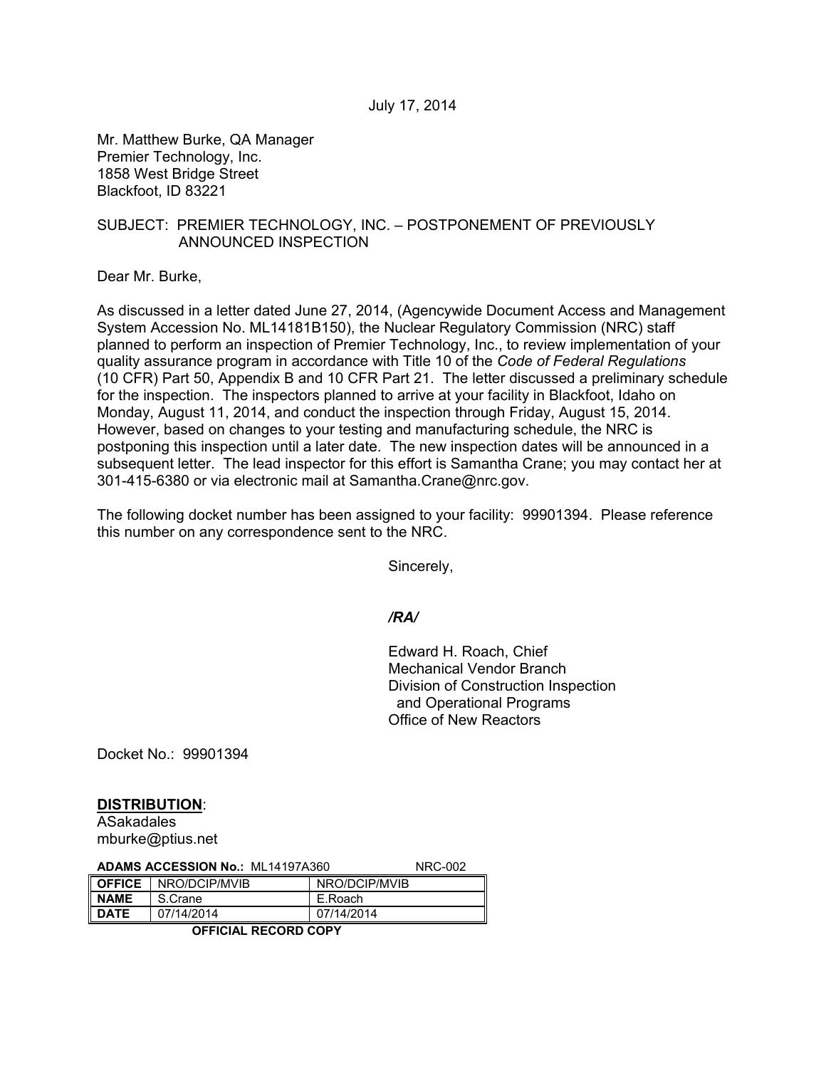July 17, 2014

Mr. Matthew Burke, QA Manager
Premier Technology, Inc.
1858 West Bridge Street
Blackfoot, ID 83221

SUBJECT: PREMIER TECHNOLOGY, INC. – POSTPONEMENT OF PREVIOUSLY ANNOUNCED INSPECTION

Dear Mr. Burke,

As discussed in a letter dated June 27, 2014, (Agencywide Document Access and Management System Accession No. ML14181B150), the Nuclear Regulatory Commission (NRC) staff planned to perform an inspection of Premier Technology, Inc., to review implementation of your quality assurance program in accordance with Title 10 of the *Code of Federal Regulations* (10 CFR) Part 50, Appendix B and 10 CFR Part 21. The letter discussed a preliminary schedule for the inspection. The inspectors planned to arrive at your facility in Blackfoot, Idaho on Monday, August 11, 2014, and conduct the inspection through Friday, August 15, 2014. However, based on changes to your testing and manufacturing schedule, the NRC is postponing this inspection until a later date. The new inspection dates will be announced in a subsequent letter. The lead inspector for this effort is Samantha Crane; you may contact her at 301-415-6380 or via electronic mail at Samantha.Crane@nrc.gov.

The following docket number has been assigned to your facility: 99901394. Please reference this number on any correspondence sent to the NRC.

Sincerely,

*/RA/*

Edward H. Roach, Chief
Mechanical Vendor Branch
Division of Construction Inspection
and Operational Programs
Office of New Reactors

Docket No.: 99901394

**DISTRIBUTION**:
ASakadales
mburke@ptius.net

**ADAMS ACCESSION No.:** ML14197A360 NRC-002

| | | |
|---|---|---|
| **OFFICE** | NRO/DCIP/MVIB | NRO/DCIP/MVIB |
| **NAME** | S.Crane | E.Roach |
| **DATE** | 07/14/2014 | 07/14/2014 |

**OFFICIAL RECORD COPY**